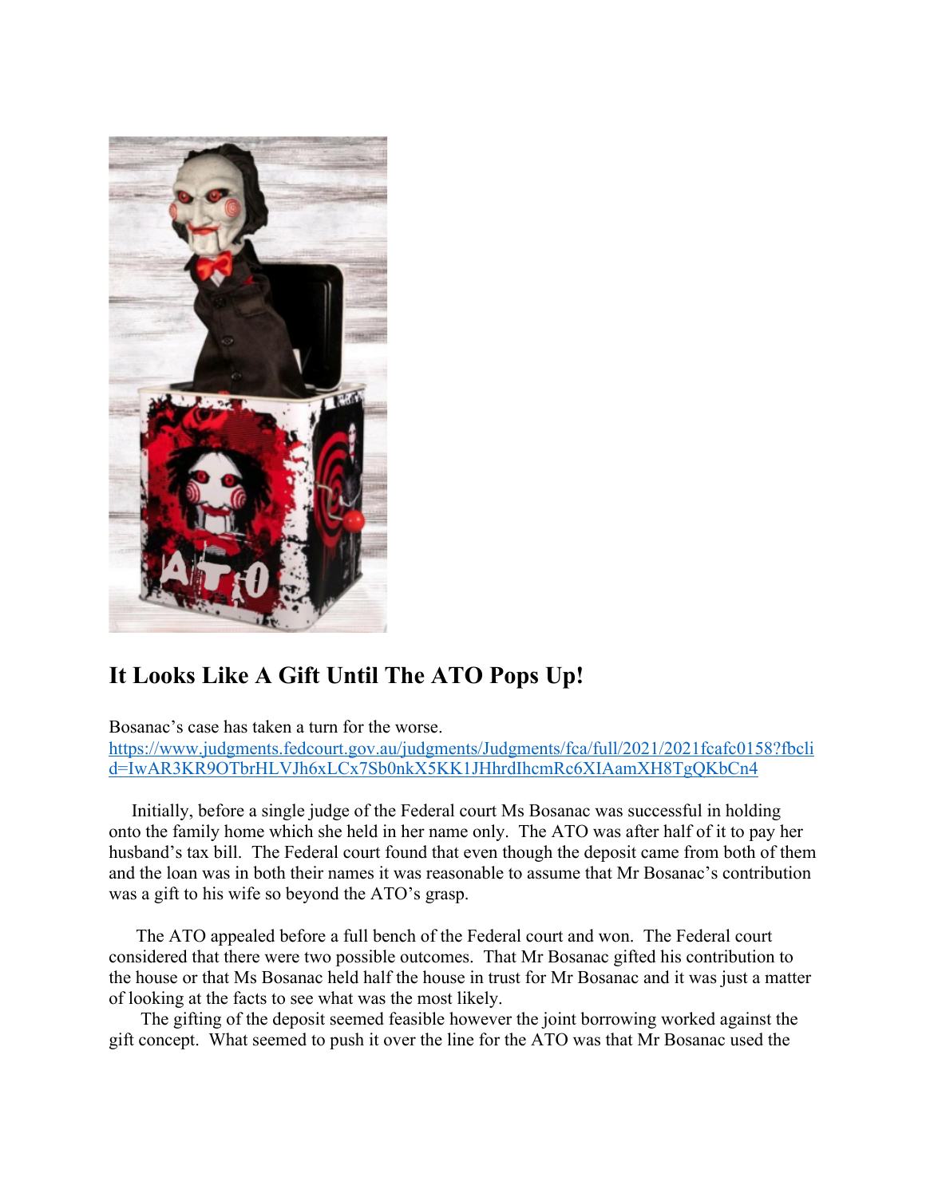## It Looks Like A Gift Until The ATO Pops Up!

Bosanac's case has taken a turn for the worse.
[https://www.judgments.fedcourt.gov.au/judgments/Judgments/fca/full/2021/2021fcafc0158?fbclid=IwAR3KR9OTbrHLVJh6xLCx7Sb0nkX5KK1JHhrdIhcmRc6XIAamXH8TgQKbCn4](https://www.judgments.fedcourt.gov.au/judgments/Judgments/fca/full/2021/2021fcafc0158?fbclid=IwAR3KR9OTbrHLVJh6xLCx7Sb0nkX5KK1JHhrdIhcmRc6XIAamXH8TgQKbCn4)

Initially, before a single judge of the Federal court Ms Bosanac was successful in holding onto the family home which she held in her name only. The ATO was after half of it to pay her husband's tax bill. The Federal court found that even though the deposit came from both of them and the loan was in both their names it was reasonable to assume that Mr Bosanac's contribution was a gift to his wife so beyond the ATO's grasp.

The ATO appealed before a full bench of the Federal court and won. The Federal court considered that there were two possible outcomes. That Mr Bosanac gifted his contribution to the house or that Ms Bosanac held half the house in trust for Mr Bosanac and it was just a matter of looking at the facts to see what was the most likely.

The gifting of the deposit seemed feasible however the joint borrowing worked against the gift concept. What seemed to push it over the line for the ATO was that Mr Bosanac used the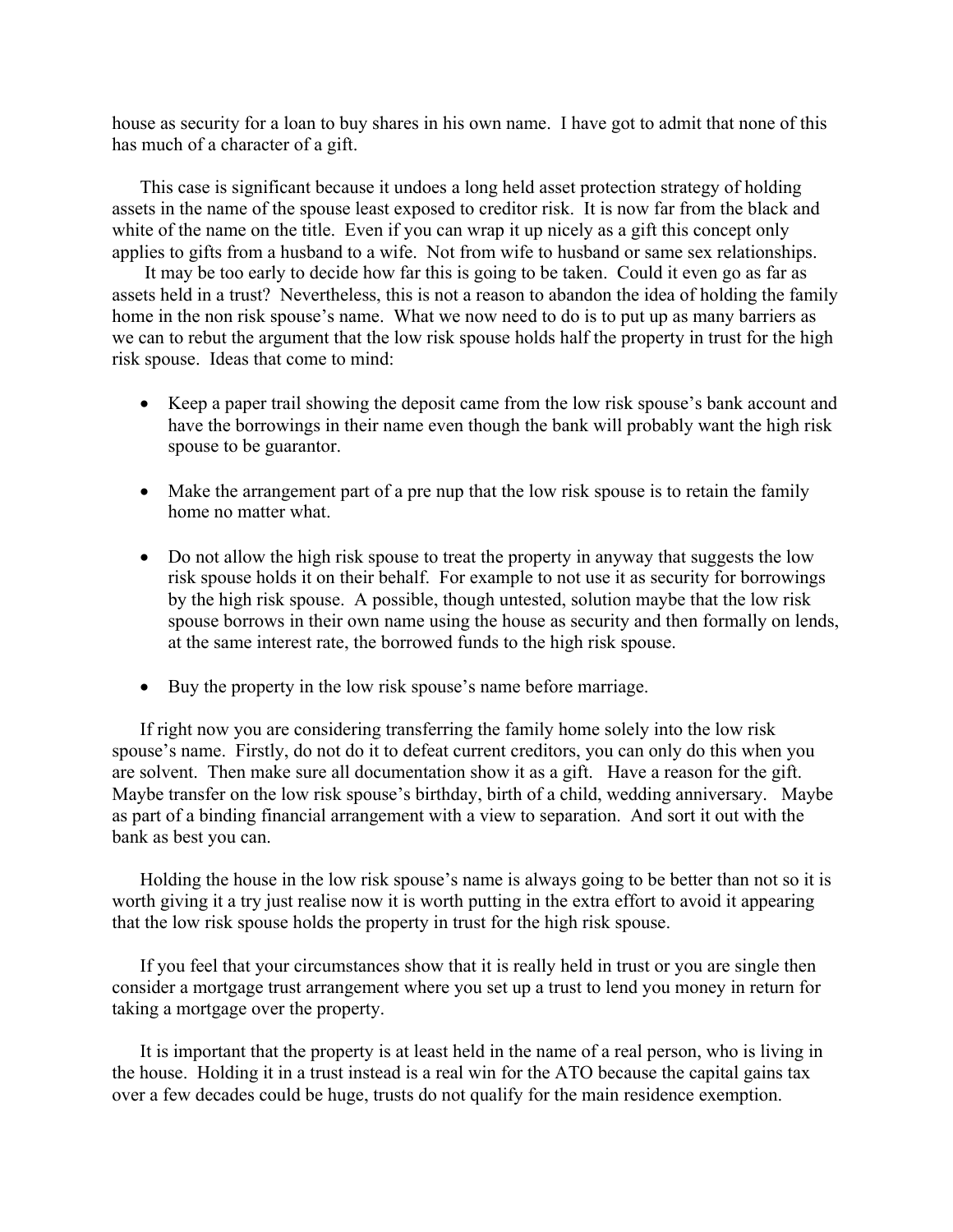house as security for a loan to buy shares in his own name. I have got to admit that none of this has much of a character of a gift.

This case is significant because it undoes a long held asset protection strategy of holding assets in the name of the spouse least exposed to creditor risk. It is now far from the black and white of the name on the title. Even if you can wrap it up nicely as a gift this concept only applies to gifts from a husband to a wife. Not from wife to husband or same sex relationships.

It may be too early to decide how far this is going to be taken. Could it even go as far as assets held in a trust? Nevertheless, this is not a reason to abandon the idea of holding the family home in the non risk spouse's name. What we now need to do is to put up as many barriers as we can to rebut the argument that the low risk spouse holds half the property in trust for the high risk spouse. Ideas that come to mind:

- Keep a paper trail showing the deposit came from the low risk spouse's bank account and have the borrowings in their name even though the bank will probably want the high risk spouse to be guarantor.
- Make the arrangement part of a pre nup that the low risk spouse is to retain the family home no matter what.
- Do not allow the high risk spouse to treat the property in anyway that suggests the low risk spouse holds it on their behalf. For example to not use it as security for borrowings by the high risk spouse. A possible, though untested, solution maybe that the low risk spouse borrows in their own name using the house as security and then formally on lends, at the same interest rate, the borrowed funds to the high risk spouse.
- Buy the property in the low risk spouse's name before marriage.

If right now you are considering transferring the family home solely into the low risk spouse's name. Firstly, do not do it to defeat current creditors, you can only do this when you are solvent. Then make sure all documentation show it as a gift. Have a reason for the gift. Maybe transfer on the low risk spouse's birthday, birth of a child, wedding anniversary. Maybe as part of a binding financial arrangement with a view to separation. And sort it out with the bank as best you can.

Holding the house in the low risk spouse's name is always going to be better than not so it is worth giving it a try just realise now it is worth putting in the extra effort to avoid it appearing that the low risk spouse holds the property in trust for the high risk spouse.

If you feel that your circumstances show that it is really held in trust or you are single then consider a mortgage trust arrangement where you set up a trust to lend you money in return for taking a mortgage over the property.

It is important that the property is at least held in the name of a real person, who is living in the house. Holding it in a trust instead is a real win for the ATO because the capital gains tax over a few decades could be huge, trusts do not qualify for the main residence exemption.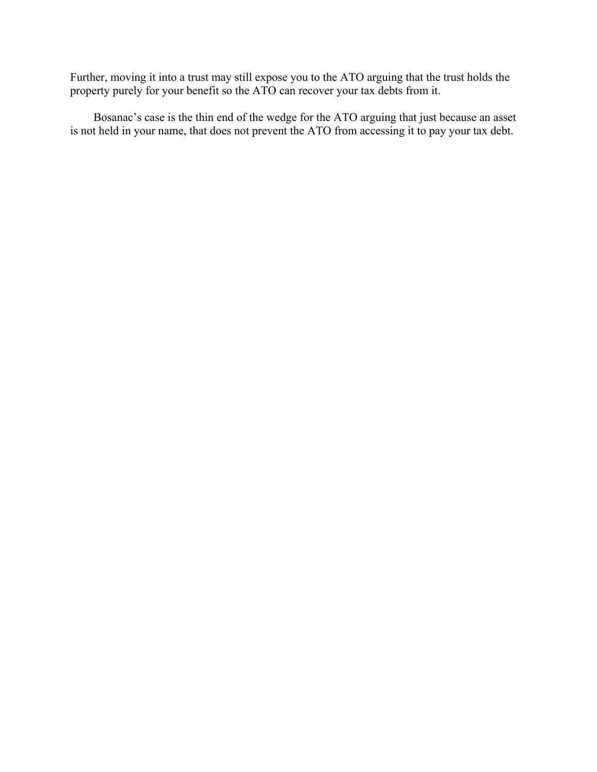Further, moving it into a trust may still expose you to the ATO arguing that the trust holds the property purely for your benefit so the ATO can recover your tax debts from it.

Bosanac's case is the thin end of the wedge for the ATO arguing that just because an asset is not held in your name, that does not prevent the ATO from accessing it to pay your tax debt.